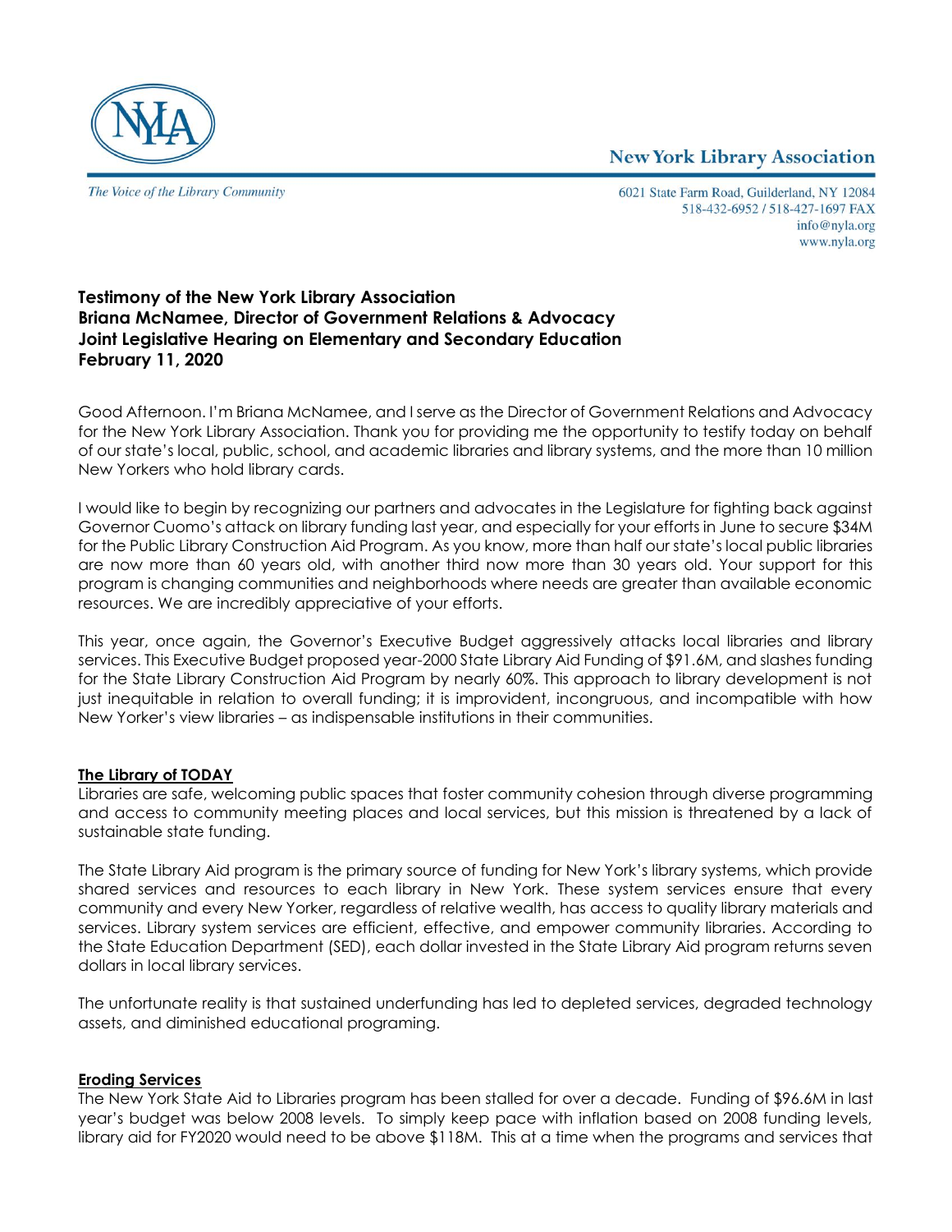New York Library Association

*The Voice of the Library Community*

6021 State Farm Road, Guilderland, NY 12084
518-432-6952 / 518-427-1697 FAX
info@nyla.org
www.nyla.org

**Testimony of the New York Library Association**
**Briana McNamee, Director of Government Relations & Advocacy**
**Joint Legislative Hearing on Elementary and Secondary Education**
**February 11, 2020**

Good Afternoon. I'm Briana McNamee, and I serve as the Director of Government Relations and Advocacy for the New York Library Association. Thank you for providing me the opportunity to testify today on behalf of our state's local, public, school, and academic libraries and library systems, and the more than 10 million New Yorkers who hold library cards.

I would like to begin by recognizing our partners and advocates in the Legislature for fighting back against Governor Cuomo's attack on library funding last year, and especially for your efforts in June to secure $34M for the Public Library Construction Aid Program. As you know, more than half our state's local public libraries are now more than 60 years old, with another third now more than 30 years old. Your support for this program is changing communities and neighborhoods where needs are greater than available economic resources. We are incredibly appreciative of your efforts.

This year, once again, the Governor's Executive Budget aggressively attacks local libraries and library services. This Executive Budget proposed year-2000 State Library Aid Funding of $91.6M, and slashes funding for the State Library Construction Aid Program by nearly 60%. This approach to library development is not just inequitable in relation to overall funding; it is improvident, incongruous, and incompatible with how New Yorker's view libraries – as indispensable institutions in their communities.

**<u>The Library of TODAY</u>**

Libraries are safe, welcoming public spaces that foster community cohesion through diverse programming and access to community meeting places and local services, but this mission is threatened by a lack of sustainable state funding.

The State Library Aid program is the primary source of funding for New York's library systems, which provide shared services and resources to each library in New York. These system services ensure that every community and every New Yorker, regardless of relative wealth, has access to quality library materials and services. Library system services are efficient, effective, and empower community libraries. According to the State Education Department (SED), each dollar invested in the State Library Aid program returns seven dollars in local library services.

The unfortunate reality is that sustained underfunding has led to depleted services, degraded technology assets, and diminished educational programing.

**<u>Eroding Services</u>**

The New York State Aid to Libraries program has been stalled for over a decade. Funding of $96.6M in last year's budget was below 2008 levels. To simply keep pace with inflation based on 2008 funding levels, library aid for FY2020 would need to be above $118M. This at a time when the programs and services that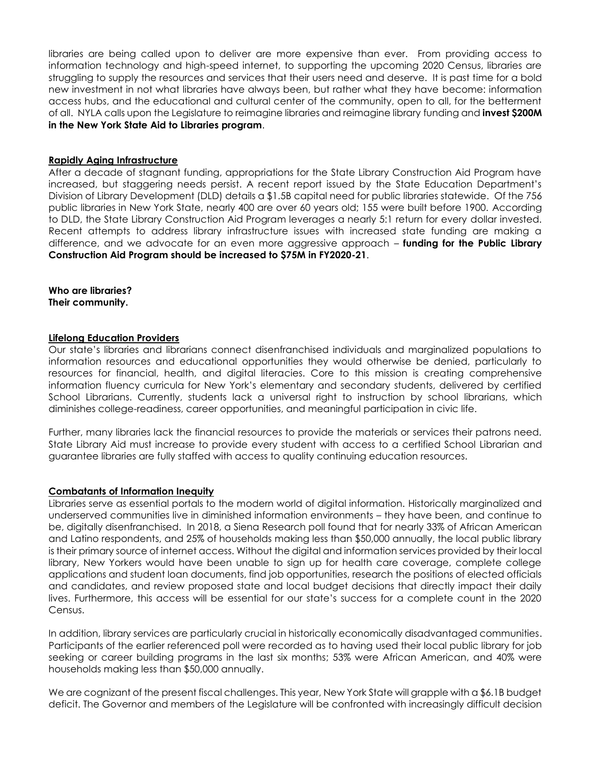libraries are being called upon to deliver are more expensive than ever. From providing access to information technology and high-speed internet, to supporting the upcoming 2020 Census, libraries are struggling to supply the resources and services that their users need and deserve. It is past time for a bold new investment in not what libraries have always been, but rather what they have become: information access hubs, and the educational and cultural center of the community, open to all, for the betterment of all. NYLA calls upon the Legislature to reimagine libraries and reimagine library funding and **invest $200M in the New York State Aid to Libraries program**.

**Rapidly Aging Infrastructure**

After a decade of stagnant funding, appropriations for the State Library Construction Aid Program have increased, but staggering needs persist. A recent report issued by the State Education Department's Division of Library Development (DLD) details a $1.5B capital need for public libraries statewide. Of the 756 public libraries in New York State, nearly 400 are over 60 years old; 155 were built before 1900. According to DLD, the State Library Construction Aid Program leverages a nearly 5:1 return for every dollar invested. Recent attempts to address library infrastructure issues with increased state funding are making a difference, and we advocate for an even more aggressive approach – **funding for the Public Library Construction Aid Program should be increased to $75M in FY2020-21**.

**Who are libraries?**
**Their community.**

**Lifelong Education Providers**

Our state's libraries and librarians connect disenfranchised individuals and marginalized populations to information resources and educational opportunities they would otherwise be denied, particularly to resources for financial, health, and digital literacies. Core to this mission is creating comprehensive information fluency curricula for New York's elementary and secondary students, delivered by certified School Librarians. Currently, students lack a universal right to instruction by school librarians, which diminishes college-readiness, career opportunities, and meaningful participation in civic life.

Further, many libraries lack the financial resources to provide the materials or services their patrons need. State Library Aid must increase to provide every student with access to a certified School Librarian and guarantee libraries are fully staffed with access to quality continuing education resources.

**Combatants of Information Inequity**

Libraries serve as essential portals to the modern world of digital information. Historically marginalized and underserved communities live in diminished information environments – they have been, and continue to be, digitally disenfranchised. In 2018, a Siena Research poll found that for nearly 33% of African American and Latino respondents, and 25% of households making less than $50,000 annually, the local public library is their primary source of internet access. Without the digital and information services provided by their local library, New Yorkers would have been unable to sign up for health care coverage, complete college applications and student loan documents, find job opportunities, research the positions of elected officials and candidates, and review proposed state and local budget decisions that directly impact their daily lives. Furthermore, this access will be essential for our state's success for a complete count in the 2020 Census.

In addition, library services are particularly crucial in historically economically disadvantaged communities. Participants of the earlier referenced poll were recorded as to having used their local public library for job seeking or career building programs in the last six months; 53% were African American, and 40% were households making less than $50,000 annually.

We are cognizant of the present fiscal challenges. This year, New York State will grapple with a $6.1B budget deficit. The Governor and members of the Legislature will be confronted with increasingly difficult decision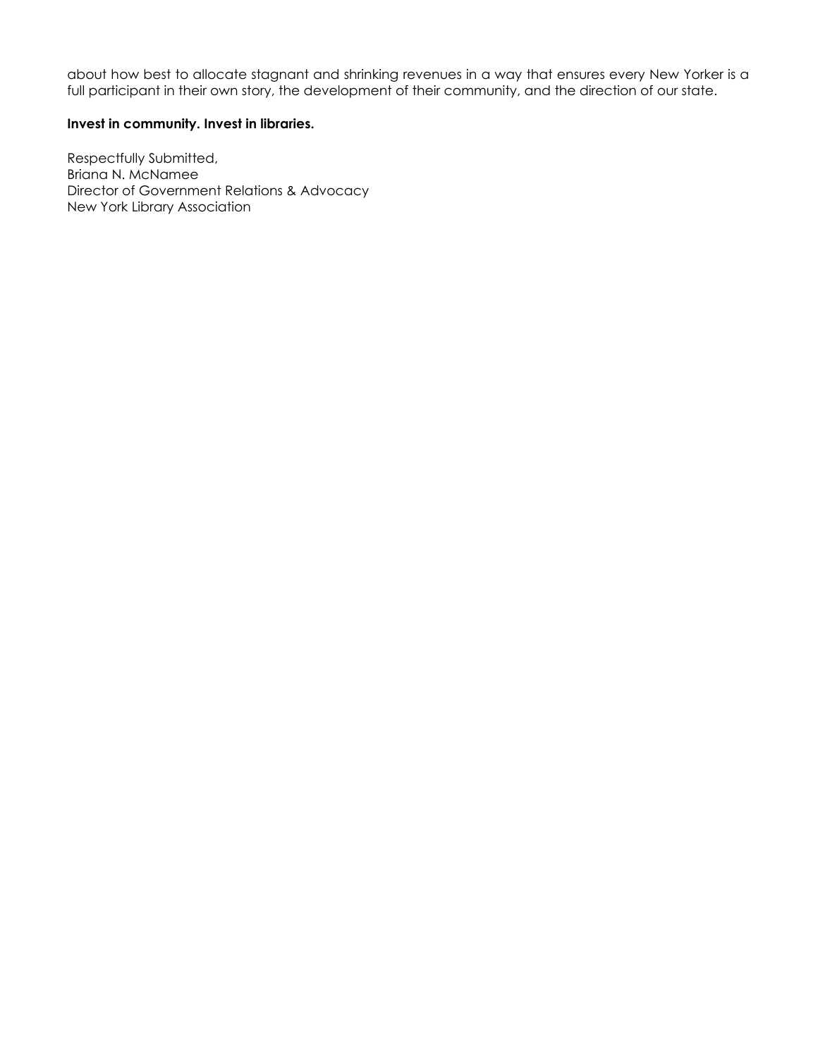about how best to allocate stagnant and shrinking revenues in a way that ensures every New Yorker is a full participant in their own story, the development of their community, and the direction of our state.

**Invest in community. Invest in libraries.**

Respectfully Submitted,
Briana N. McNamee
Director of Government Relations & Advocacy
New York Library Association